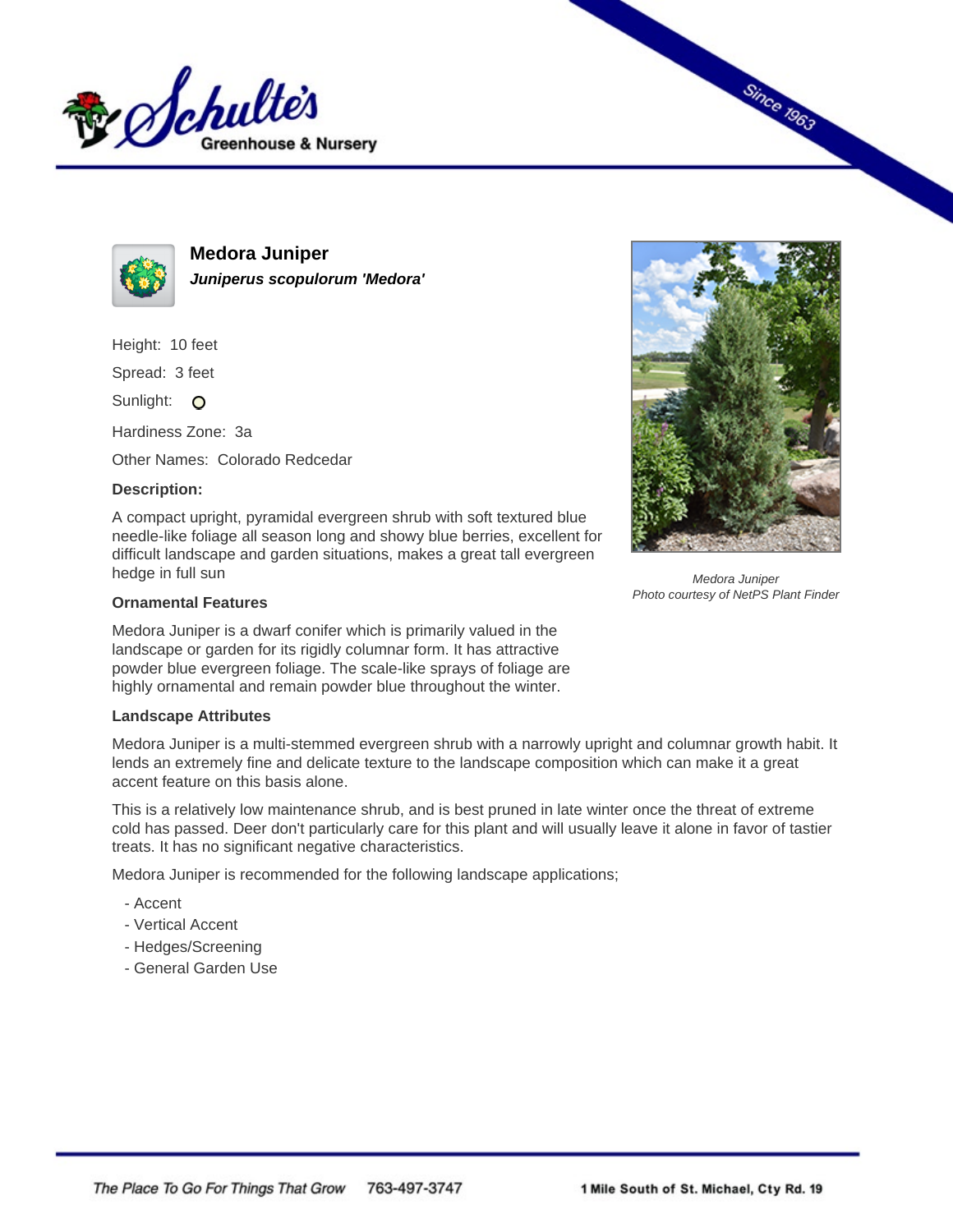# Medora Juniper

***Juniperus scopulorum 'Medora'***

Height: 10 feet

Spread: 3 feet

Sunlight:

Hardiness Zone: 3a

Other Names: Colorado Redcedar

**Description:**

A compact upright, pyramidal evergreen shrub with soft textured blue needle-like foliage all season long and showy blue berries, excellent for difficult landscape and garden situations, makes a great tall evergreen hedge in full sun

*Medora Juniper*
*Photo courtesy of NetPS Plant Finder*

**Ornamental Features**

Medora Juniper is a dwarf conifer which is primarily valued in the landscape or garden for its rigidly columnar form. It has attractive powder blue evergreen foliage. The scale-like sprays of foliage are highly ornamental and remain powder blue throughout the winter.

**Landscape Attributes**

Medora Juniper is a multi-stemmed evergreen shrub with a narrowly upright and columnar growth habit. It lends an extremely fine and delicate texture to the landscape composition which can make it a great accent feature on this basis alone.

This is a relatively low maintenance shrub, and is best pruned in late winter once the threat of extreme cold has passed. Deer don't particularly care for this plant and will usually leave it alone in favor of tastier treats. It has no significant negative characteristics.

Medora Juniper is recommended for the following landscape applications;

- Accent
- Vertical Accent
- Hedges/Screening
- General Garden Use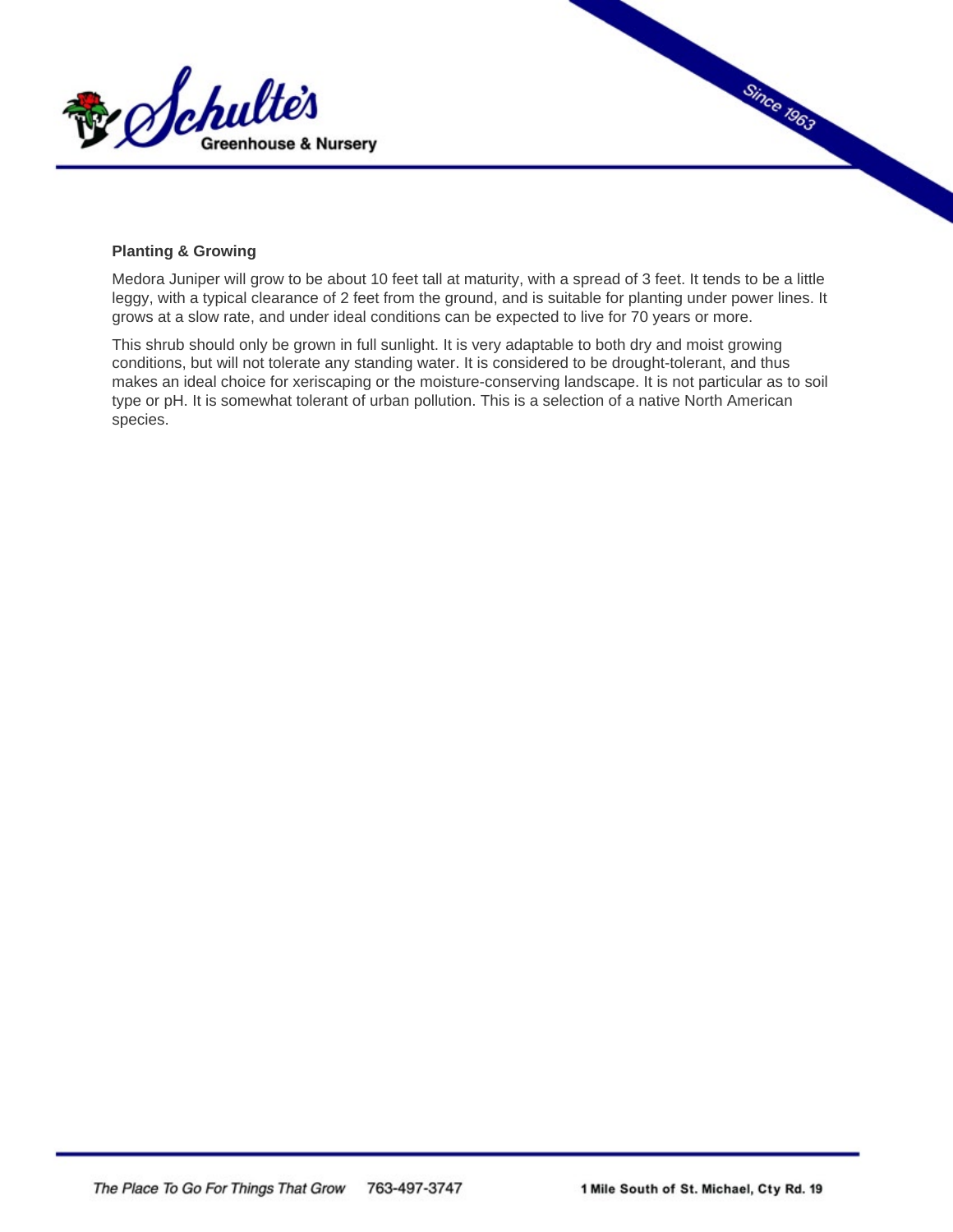**Planting & Growing**

Medora Juniper will grow to be about 10 feet tall at maturity, with a spread of 3 feet. It tends to be a little leggy, with a typical clearance of 2 feet from the ground, and is suitable for planting under power lines. It grows at a slow rate, and under ideal conditions can be expected to live for 70 years or more.

This shrub should only be grown in full sunlight. It is very adaptable to both dry and moist growing conditions, but will not tolerate any standing water. It is considered to be drought-tolerant, and thus makes an ideal choice for xeriscaping or the moisture-conserving landscape. It is not particular as to soil type or pH. It is somewhat tolerant of urban pollution. This is a selection of a native North American species.